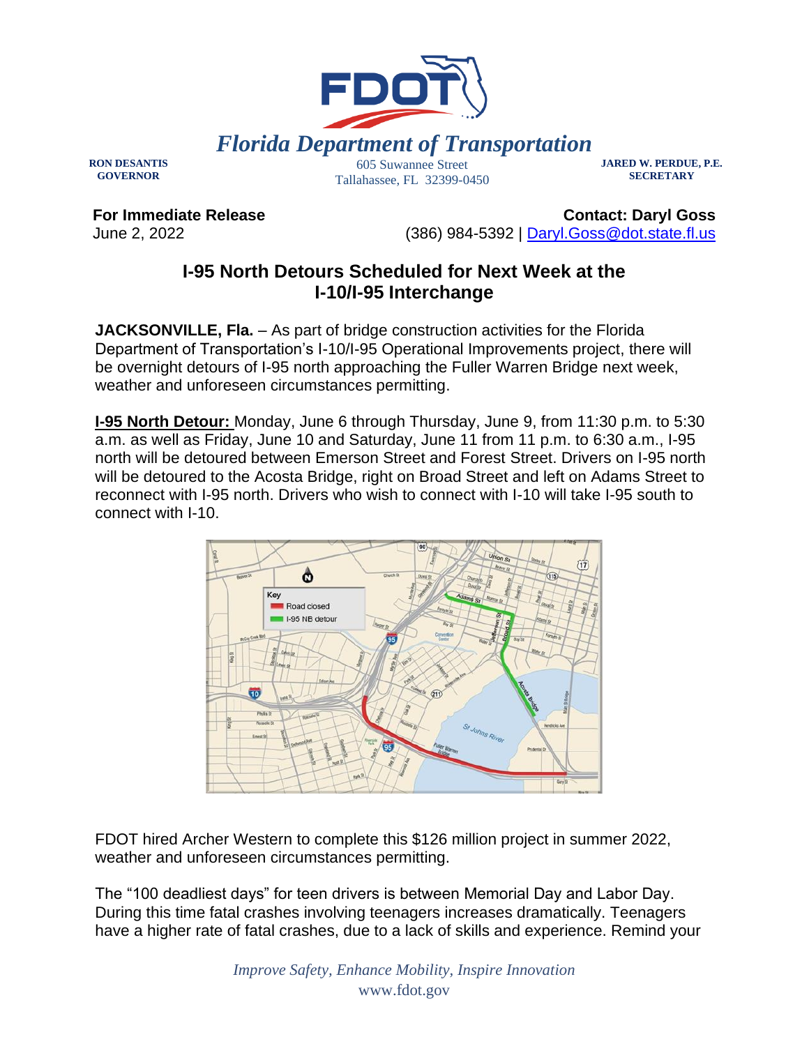# Florida Department of Transportation

**RON DESANTIS**
**GOVERNOR**

605 Suwannee Street
Tallahassee, FL 32399-0450

**JARED W. PERDUE, P.E.**
**SECRETARY**

**For Immediate Release**
June 2, 2022

**Contact: Daryl Goss**
(386) 984-5392 | Daryl.Goss@dot.state.fl.us

## I-95 North Detours Scheduled for Next Week at the I-10/I-95 Interchange

**JACKSONVILLE, Fla.** – As part of bridge construction activities for the Florida Department of Transportation's I-10/I-95 Operational Improvements project, there will be overnight detours of I-95 north approaching the Fuller Warren Bridge next week, weather and unforeseen circumstances permitting.

**I-95 North Detour:** Monday, June 6 through Thursday, June 9, from 11:30 p.m. to 5:30 a.m. as well as Friday, June 10 and Saturday, June 11 from 11 p.m. to 6:30 a.m., I-95 north will be detoured between Emerson Street and Forest Street. Drivers on I-95 north will be detoured to the Acosta Bridge, right on Broad Street and left on Adams Street to reconnect with I-95 north. Drivers who wish to connect with I-10 will take I-95 south to connect with I-10.

FDOT hired Archer Western to complete this $126 million project in summer 2022, weather and unforeseen circumstances permitting.

The "100 deadliest days" for teen drivers is between Memorial Day and Labor Day. During this time fatal crashes involving teenagers increases dramatically. Teenagers have a higher rate of fatal crashes, due to a lack of skills and experience. Remind your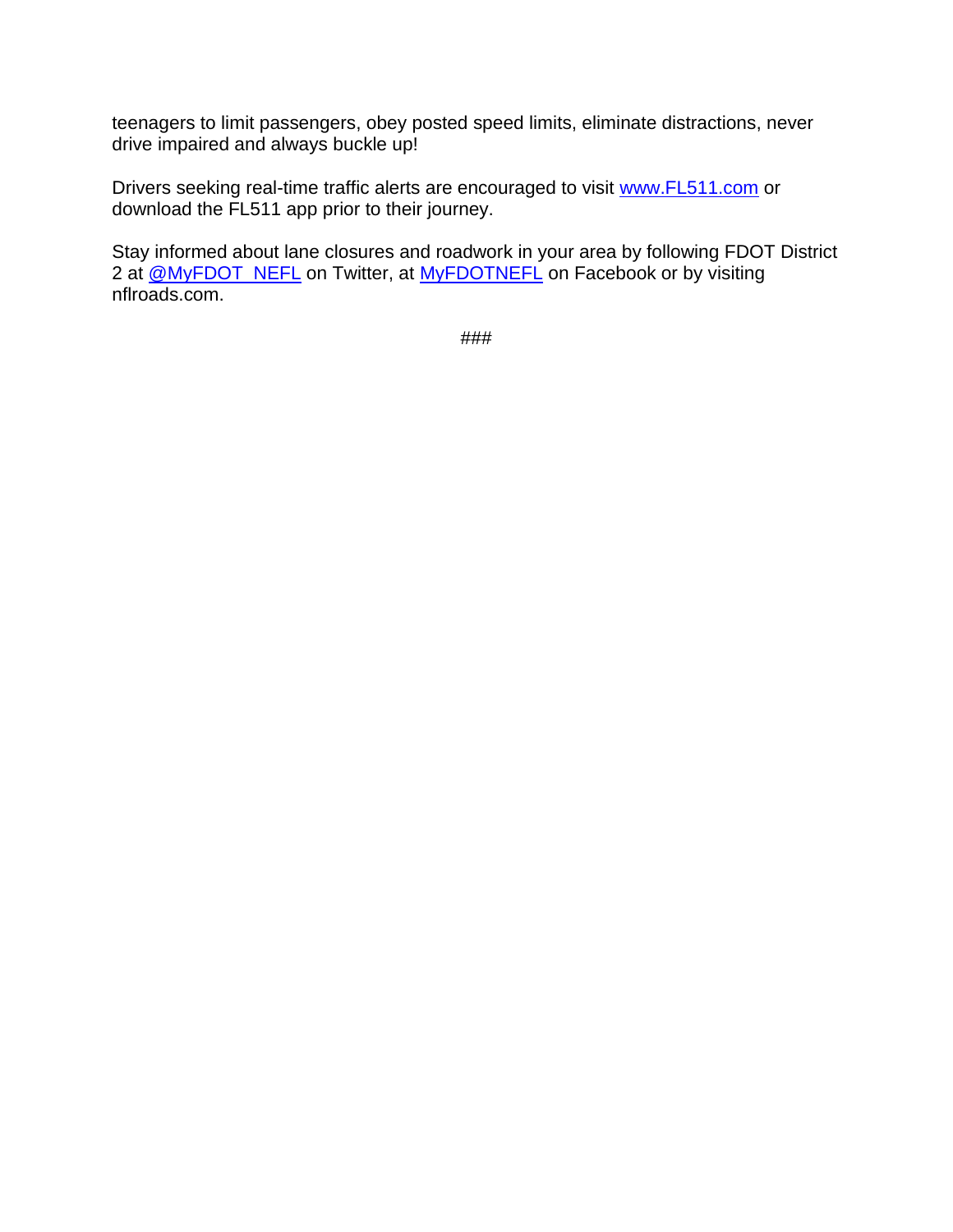teenagers to limit passengers, obey posted speed limits, eliminate distractions, never drive impaired and always buckle up!

Drivers seeking real-time traffic alerts are encouraged to visit www.FL511.com or download the FL511 app prior to their journey.

Stay informed about lane closures and roadwork in your area by following FDOT District 2 at @MyFDOT_NEFL on Twitter, at MyFDOTNEFL on Facebook or by visiting nflroads.com.

###